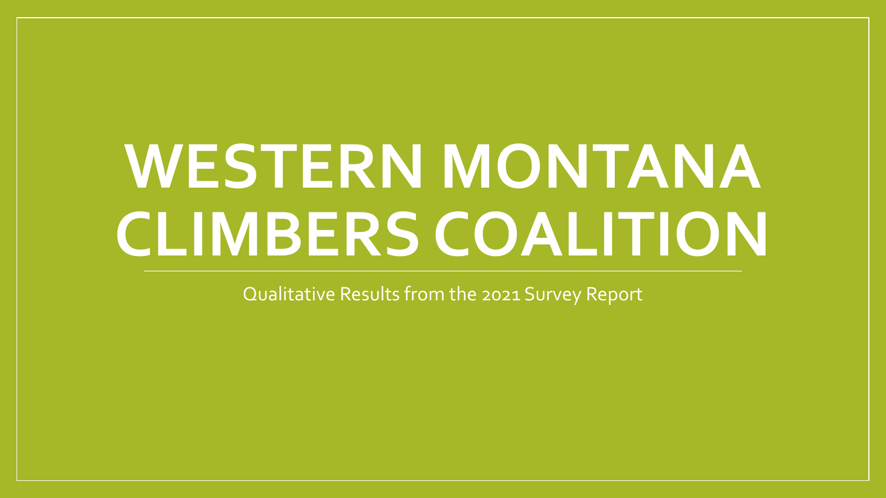# WESTERN MONTANA CLIMBERS COALITION

Qualitative Results from the 2021 Survey Report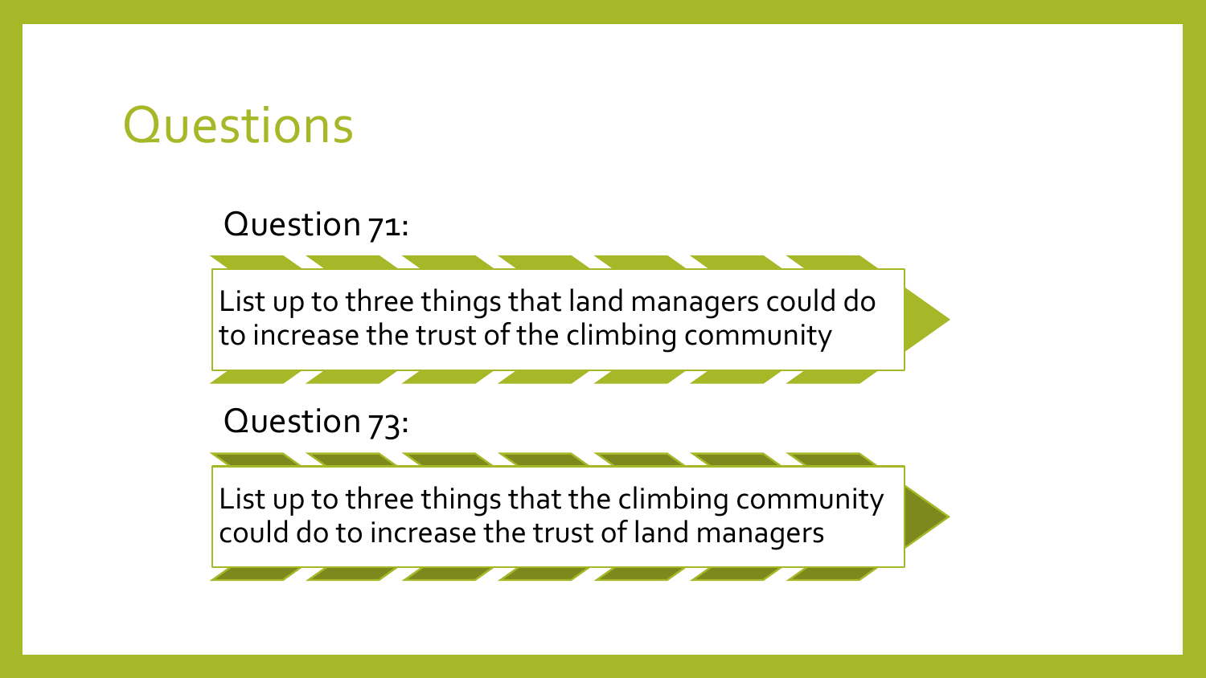# Questions

Question 71:

List up to three things that land managers could do to increase the trust of the climbing community

Question 73:

List up to three things that the climbing community could do to increase the trust of land managers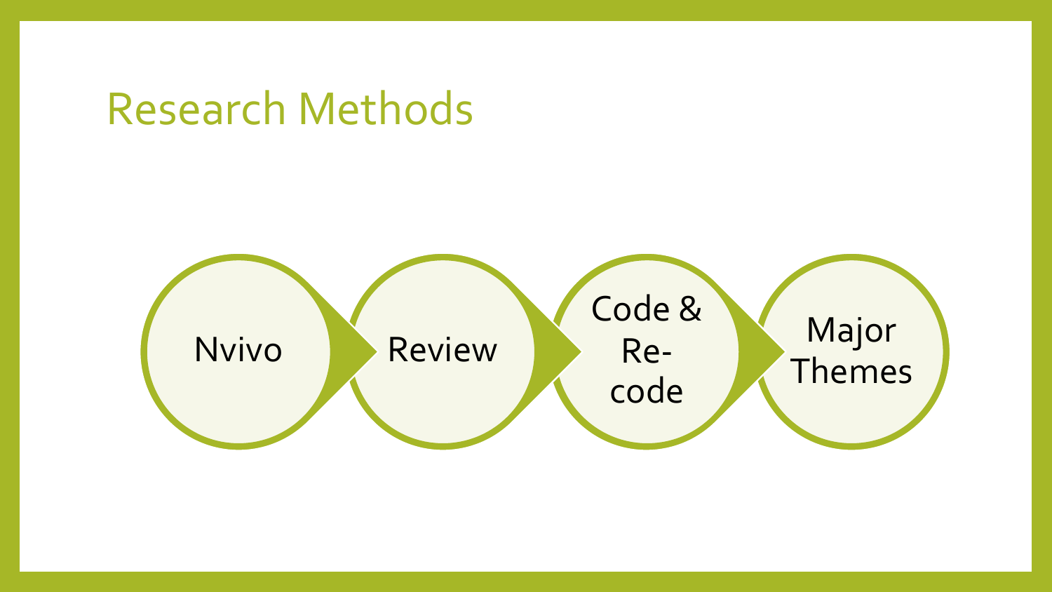# Research Methods

Nvivo → Review → Code & Re-code → Major Themes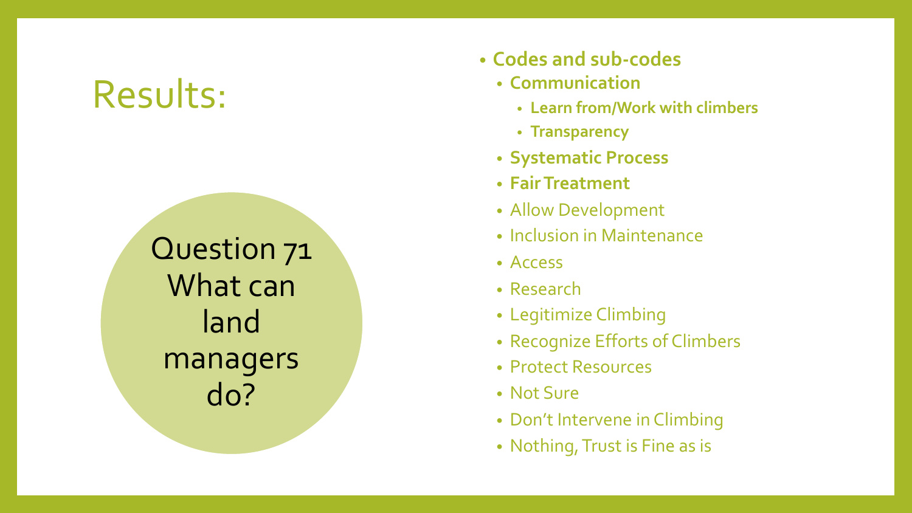# Results:

Question 71
What can land managers do?

- **Codes and sub-codes**
  - **Communication**
    - **Learn from/Work with climbers**
    - **Transparency**
  - **Systematic Process**
  - **Fair Treatment**
  - Allow Development
  - Inclusion in Maintenance
  - Access
  - Research
  - Legitimize Climbing
  - Recognize Efforts of Climbers
  - Protect Resources
  - Not Sure
  - Don't Intervene in Climbing
  - Nothing, Trust is Fine as is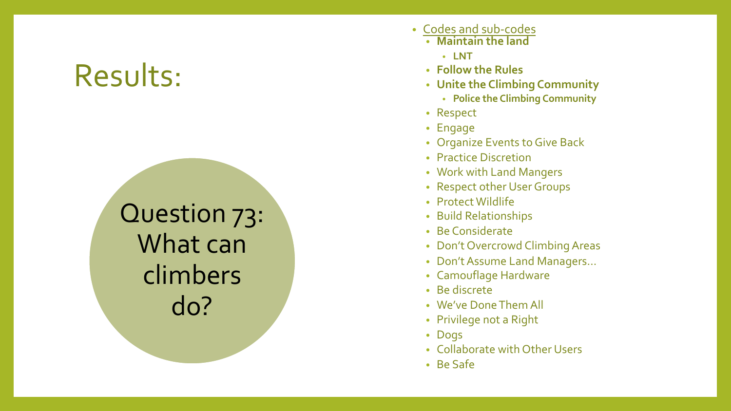# Results:

## Question 73: What can climbers do?

- Codes and sub-codes
  - **Maintain the land**
    - **LNT**
  - **Follow the Rules**
  - **Unite the Climbing Community**
    - **Police the Climbing Community**
  - Respect
  - Engage
  - Organize Events to Give Back
  - Practice Discretion
  - Work with Land Mangers
  - Respect other User Groups
  - Protect Wildlife
  - Build Relationships
  - Be Considerate
  - Don't Overcrowd Climbing Areas
  - Don't Assume Land Managers…
  - Camouflage Hardware
  - Be discrete
  - We've Done Them All
  - Privilege not a Right
  - Dogs
  - Collaborate with Other Users
  - Be Safe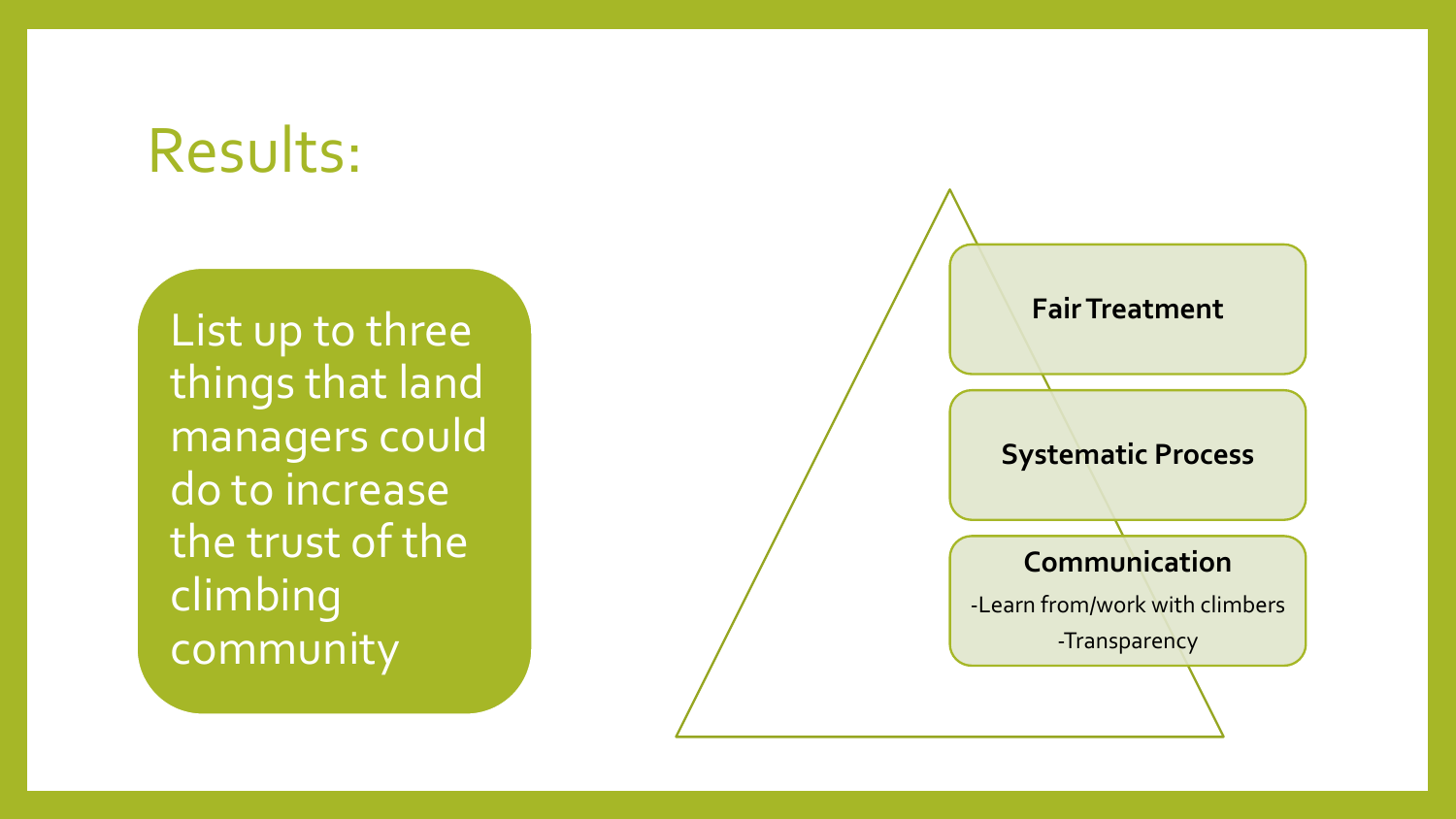# Results:

List up to three things that land managers could do to increase the trust of the climbing community

**Fair Treatment**

**Systematic Process**

**Communication**

-Learn from/work with climbers

-Transparency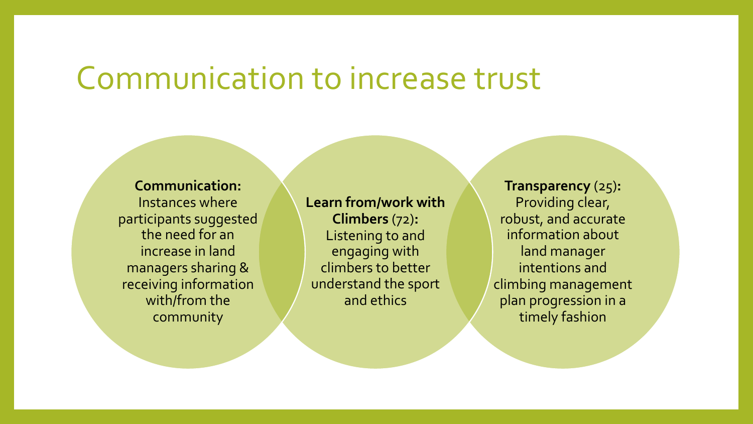# Communication to increase trust

**Communication:** Instances where participants suggested the need for an increase in land managers sharing & receiving information with/from the community

**Learn from/work with Climbers** (72)**:** Listening to and engaging with climbers to better understand the sport and ethics

**Transparency** (25)**:** Providing clear, robust, and accurate information about land manager intentions and climbing management plan progression in a timely fashion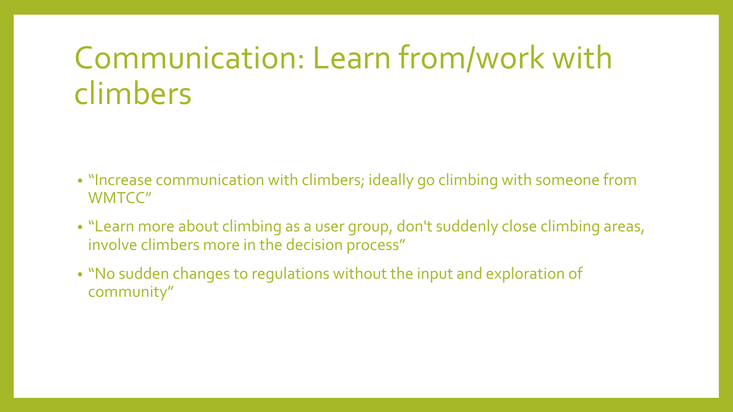# Communication: Learn from/work with climbers

- "Increase communication with climbers; ideally go climbing with someone from WMTCC"
- "Learn more about climbing as a user group, don't suddenly close climbing areas, involve climbers more in the decision process"
- "No sudden changes to regulations without the input and exploration of community"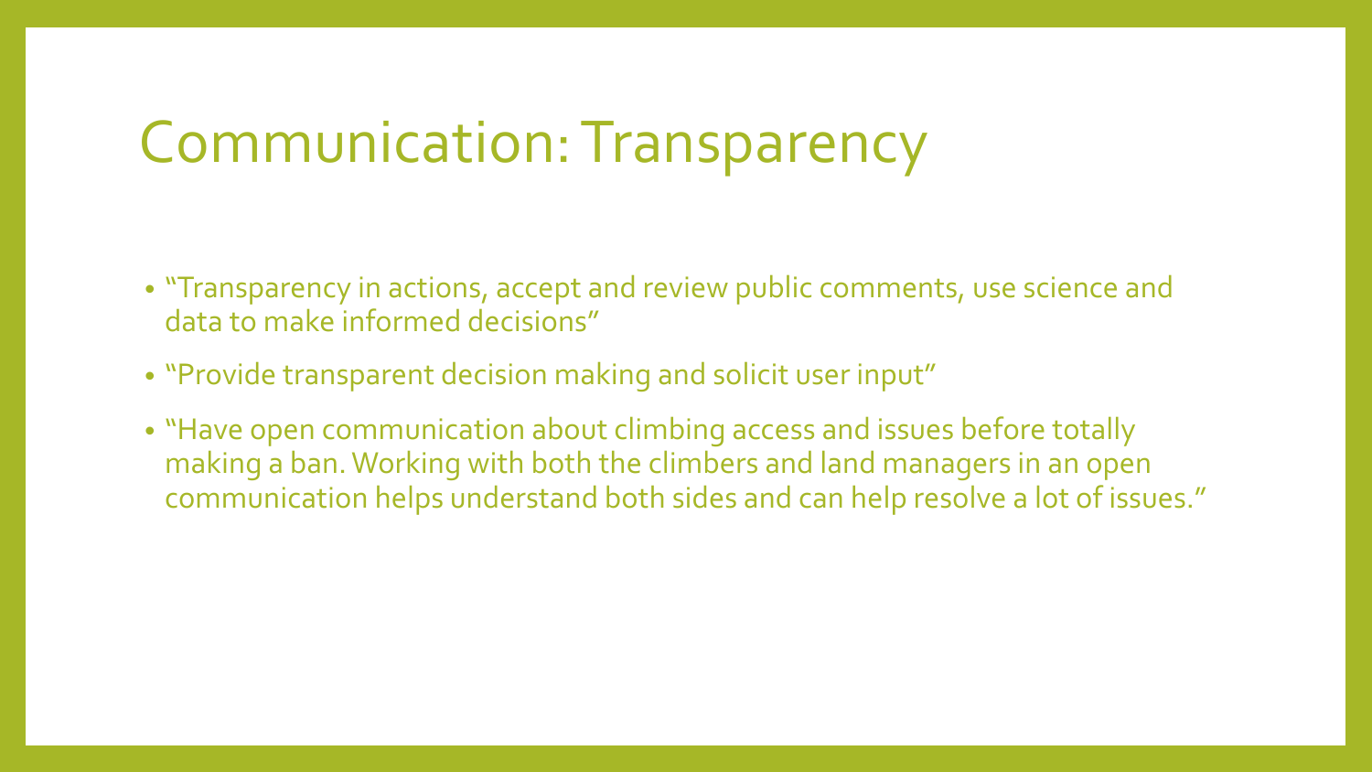# Communication: Transparency

- "Transparency in actions, accept and review public comments, use science and data to make informed decisions"
- "Provide transparent decision making and solicit user input"
- "Have open communication about climbing access and issues before totally making a ban. Working with both the climbers and land managers in an open communication helps understand both sides and can help resolve a lot of issues."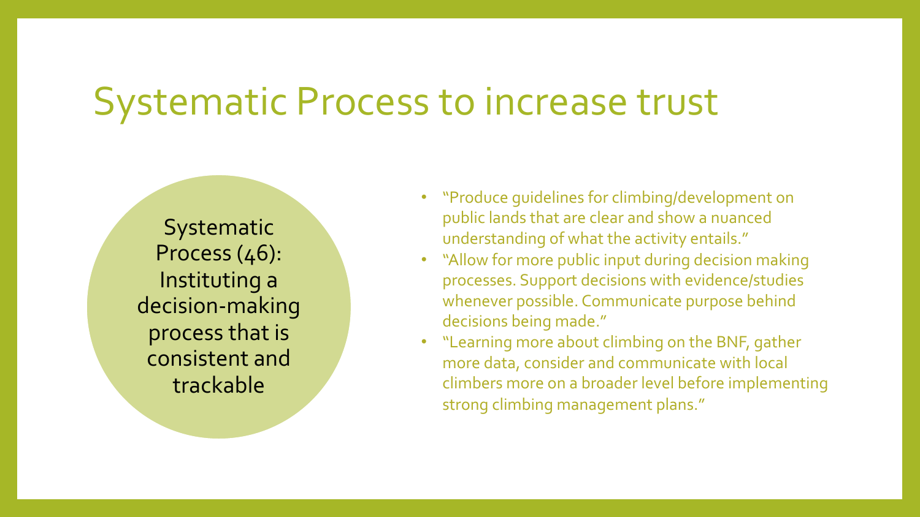# Systematic Process to increase trust

Systematic Process (46): Instituting a decision-making process that is consistent and trackable

- "Produce guidelines for climbing/development on public lands that are clear and show a nuanced understanding of what the activity entails."
- "Allow for more public input during decision making processes. Support decisions with evidence/studies whenever possible. Communicate purpose behind decisions being made."
- "Learning more about climbing on the BNF, gather more data, consider and communicate with local climbers more on a broader level before implementing strong climbing management plans."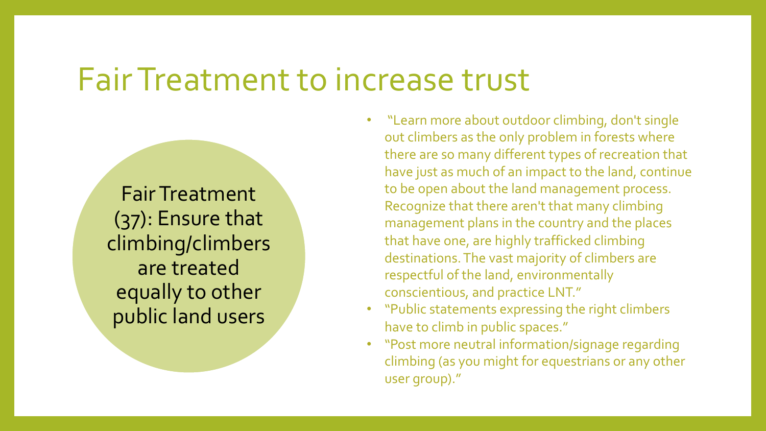# Fair Treatment to increase trust

Fair Treatment (37): Ensure that climbing/climbers are treated equally to other public land users

- "Learn more about outdoor climbing, don't single out climbers as the only problem in forests where there are so many different types of recreation that have just as much of an impact to the land, continue to be open about the land management process. Recognize that there aren't that many climbing management plans in the country and the places that have one, are highly trafficked climbing destinations. The vast majority of climbers are respectful of the land, environmentally conscientious, and practice LNT."
- "Public statements expressing the right climbers have to climb in public spaces."
- "Post more neutral information/signage regarding climbing (as you might for equestrians or any other user group)."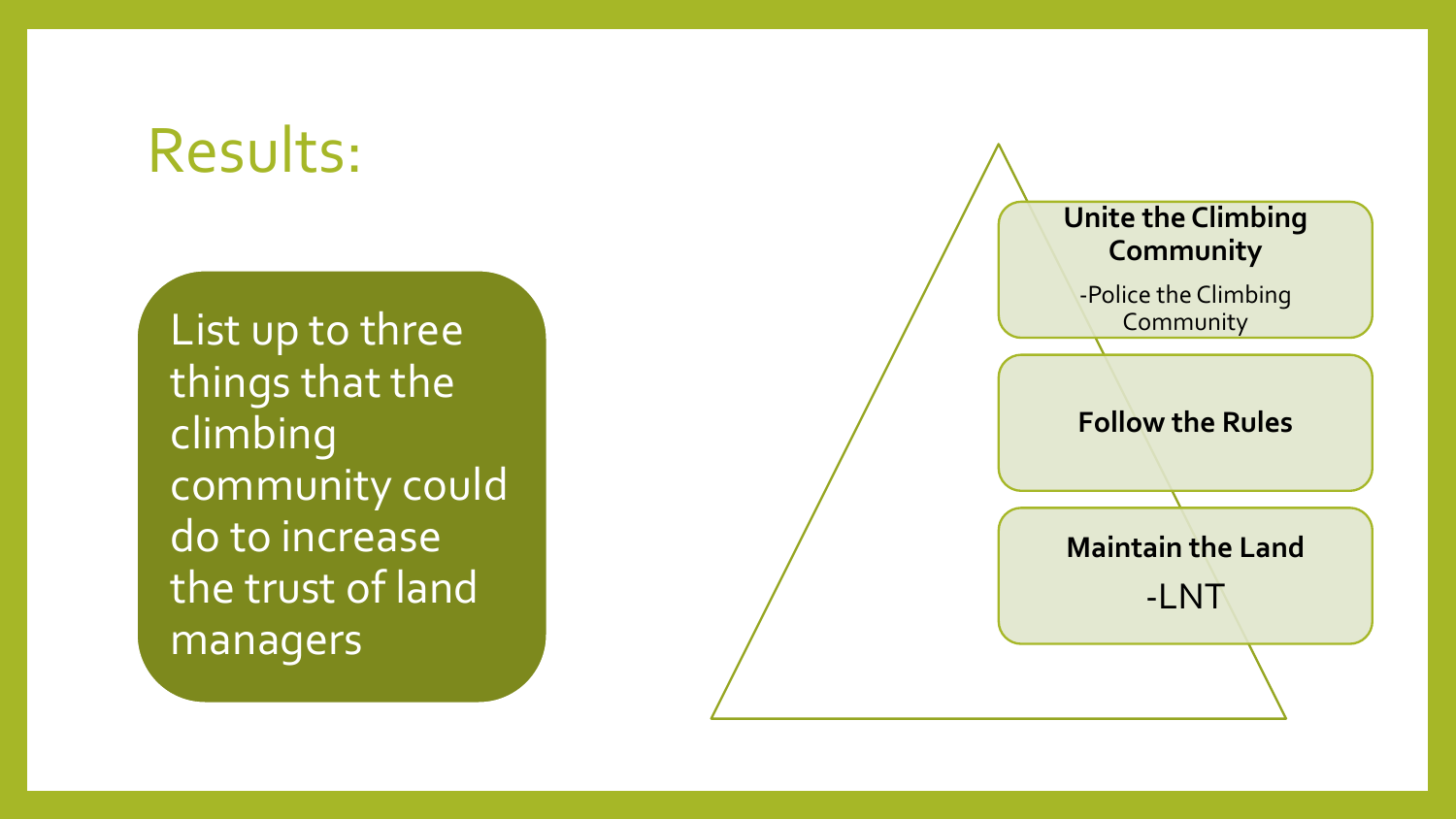# Results:

List up to three things that the climbing community could do to increase the trust of land managers

**Unite the Climbing Community**

-Police the Climbing Community

**Follow the Rules**

**Maintain the Land**

-LNT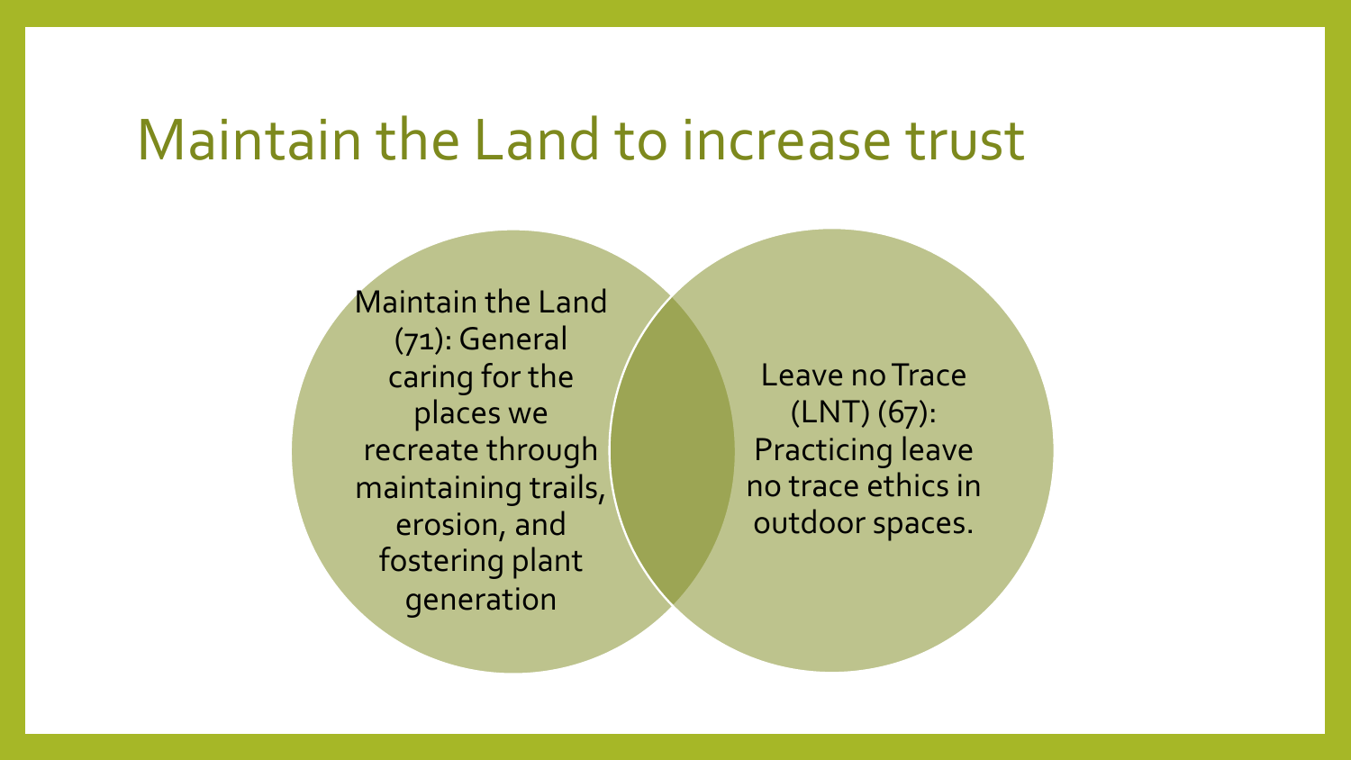# Maintain the Land to increase trust

Maintain the Land (71): General caring for the places we recreate through maintaining trails, erosion, and fostering plant generation

Leave no Trace (LNT) (67): Practicing leave no trace ethics in outdoor spaces.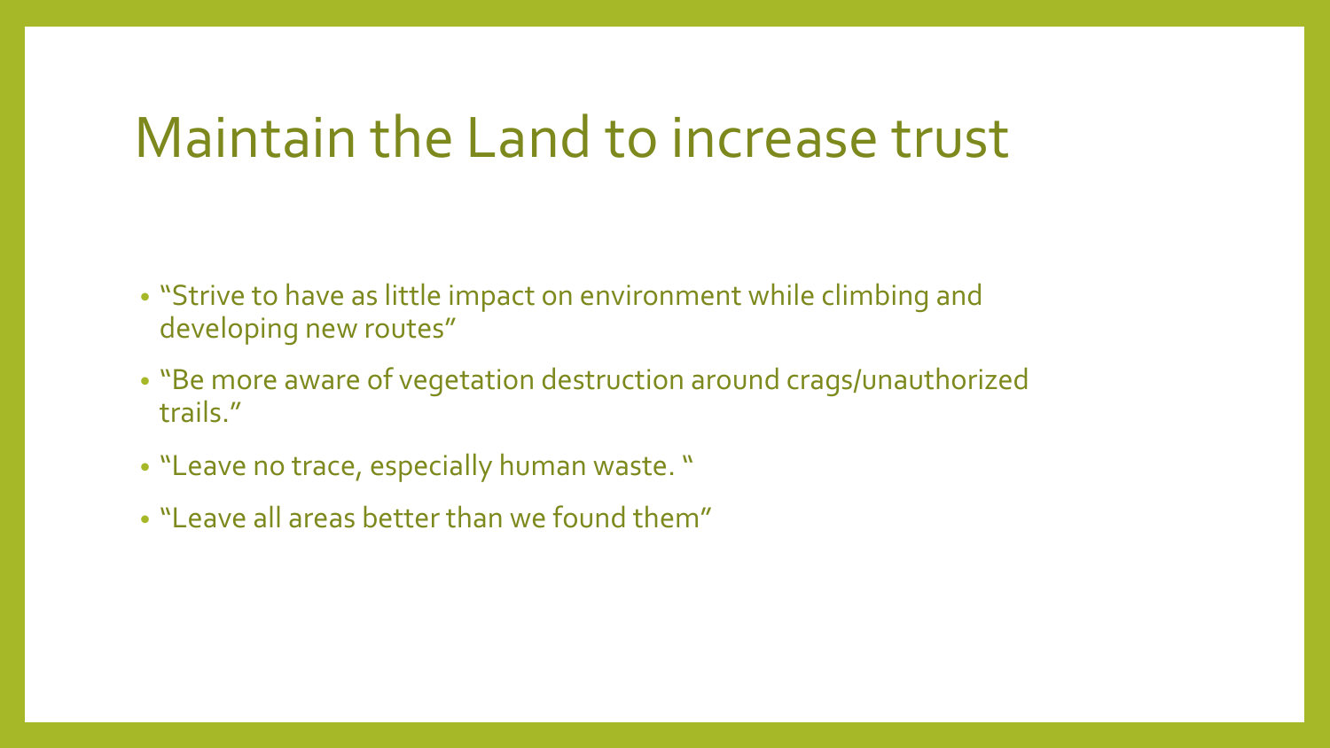# Maintain the Land to increase trust

- "Strive to have as little impact on environment while climbing and developing new routes"
- "Be more aware of vegetation destruction around crags/unauthorized trails."
- "Leave no trace, especially human waste. "
- "Leave all areas better than we found them"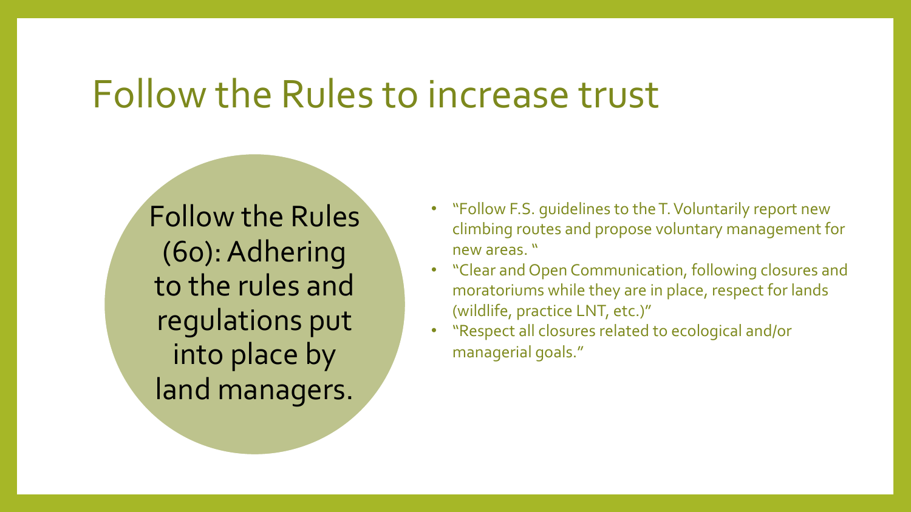# Follow the Rules to increase trust

Follow the Rules (60): Adhering to the rules and regulations put into place by land managers.

- "Follow F.S. guidelines to the T. Voluntarily report new climbing routes and propose voluntary management for new areas. "
- "Clear and Open Communication, following closures and moratoriums while they are in place, respect for lands (wildlife, practice LNT, etc.)"
- "Respect all closures related to ecological and/or managerial goals."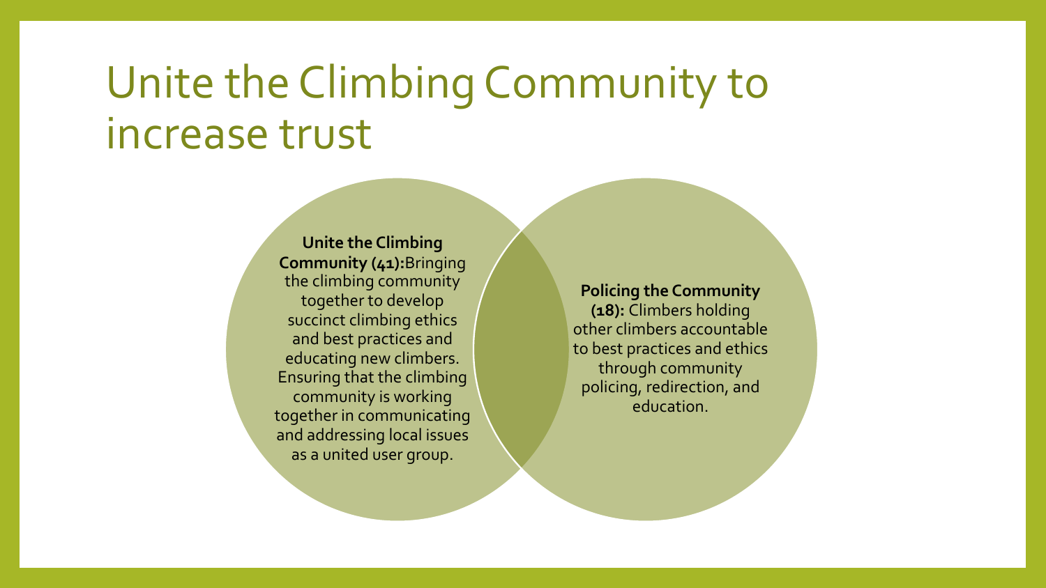# Unite the Climbing Community to increase trust

**Unite the Climbing Community (41):** Bringing the climbing community together to develop succinct climbing ethics and best practices and educating new climbers. Ensuring that the climbing community is working together in communicating and addressing local issues as a united user group.

**Policing the Community (18):** Climbers holding other climbers accountable to best practices and ethics through community policing, redirection, and education.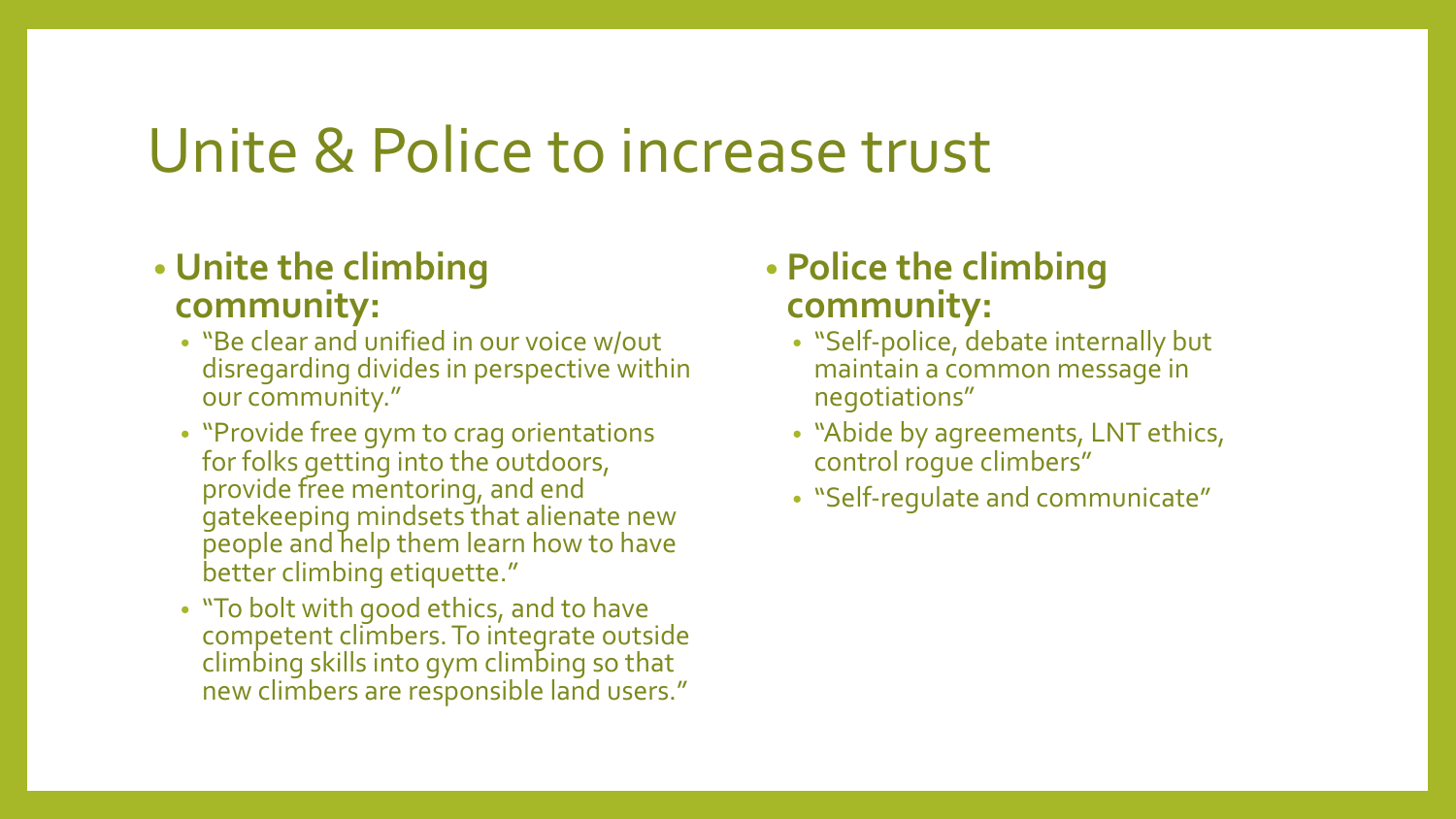# Unite & Police to increase trust

- **Unite the climbing community:**
  - "Be clear and unified in our voice w/out disregarding divides in perspective within our community."
  - "Provide free gym to crag orientations for folks getting into the outdoors, provide free mentoring, and end gatekeeping mindsets that alienate new people and help them learn how to have better climbing etiquette."
  - "To bolt with good ethics, and to have competent climbers. To integrate outside climbing skills into gym climbing so that new climbers are responsible land users."

- **Police the climbing community:**
  - "Self-police, debate internally but maintain a common message in negotiations"
  - "Abide by agreements, LNT ethics, control rogue climbers"
  - "Self-regulate and communicate"